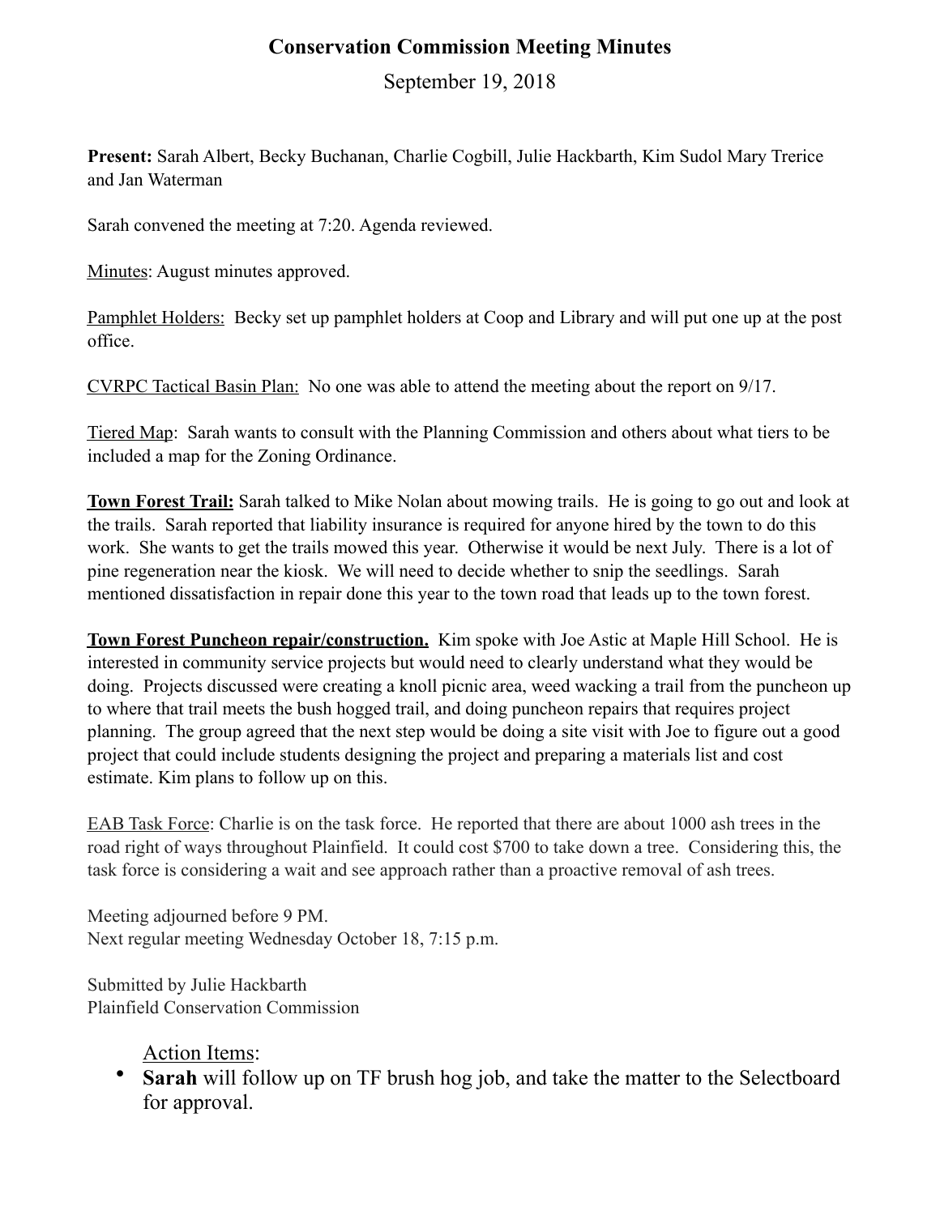# Conservation Commission Meeting Minutes

September 19, 2018

**Present:** Sarah Albert, Becky Buchanan, Charlie Cogbill, Julie Hackbarth, Kim Sudol Mary Trerice and Jan Waterman

Sarah convened the meeting at 7:20. Agenda reviewed.

<u>Minutes</u>: August minutes approved.

<u>Pamphlet Holders:</u> Becky set up pamphlet holders at Coop and Library and will put one up at the post office.

<u>CVRPC Tactical Basin Plan:</u> No one was able to attend the meeting about the report on 9/17.

<u>Tiered Map</u>: Sarah wants to consult with the Planning Commission and others about what tiers to be included a map for the Zoning Ordinance.

**<u>Town Forest Trail:</u>** Sarah talked to Mike Nolan about mowing trails. He is going to go out and look at the trails. Sarah reported that liability insurance is required for anyone hired by the town to do this work. She wants to get the trails mowed this year. Otherwise it would be next July. There is a lot of pine regeneration near the kiosk. We will need to decide whether to snip the seedlings. Sarah mentioned dissatisfaction in repair done this year to the town road that leads up to the town forest.

**<u>Town Forest Puncheon repair/construction.</u>** Kim spoke with Joe Astic at Maple Hill School. He is interested in community service projects but would need to clearly understand what they would be doing. Projects discussed were creating a knoll picnic area, weed wacking a trail from the puncheon up to where that trail meets the bush hogged trail, and doing puncheon repairs that requires project planning. The group agreed that the next step would be doing a site visit with Joe to figure out a good project that could include students designing the project and preparing a materials list and cost estimate. Kim plans to follow up on this.

<u>EAB Task Force</u>: Charlie is on the task force. He reported that there are about 1000 ash trees in the road right of ways throughout Plainfield. It could cost $700 to take down a tree. Considering this, the task force is considering a wait and see approach rather than a proactive removal of ash trees.

Meeting adjourned before 9 PM.
Next regular meeting Wednesday October 18, 7:15 p.m.

Submitted by Julie Hackbarth
Plainfield Conservation Commission

<u>Action Items</u>:

- **Sarah** will follow up on TF brush hog job, and take the matter to the Selectboard for approval.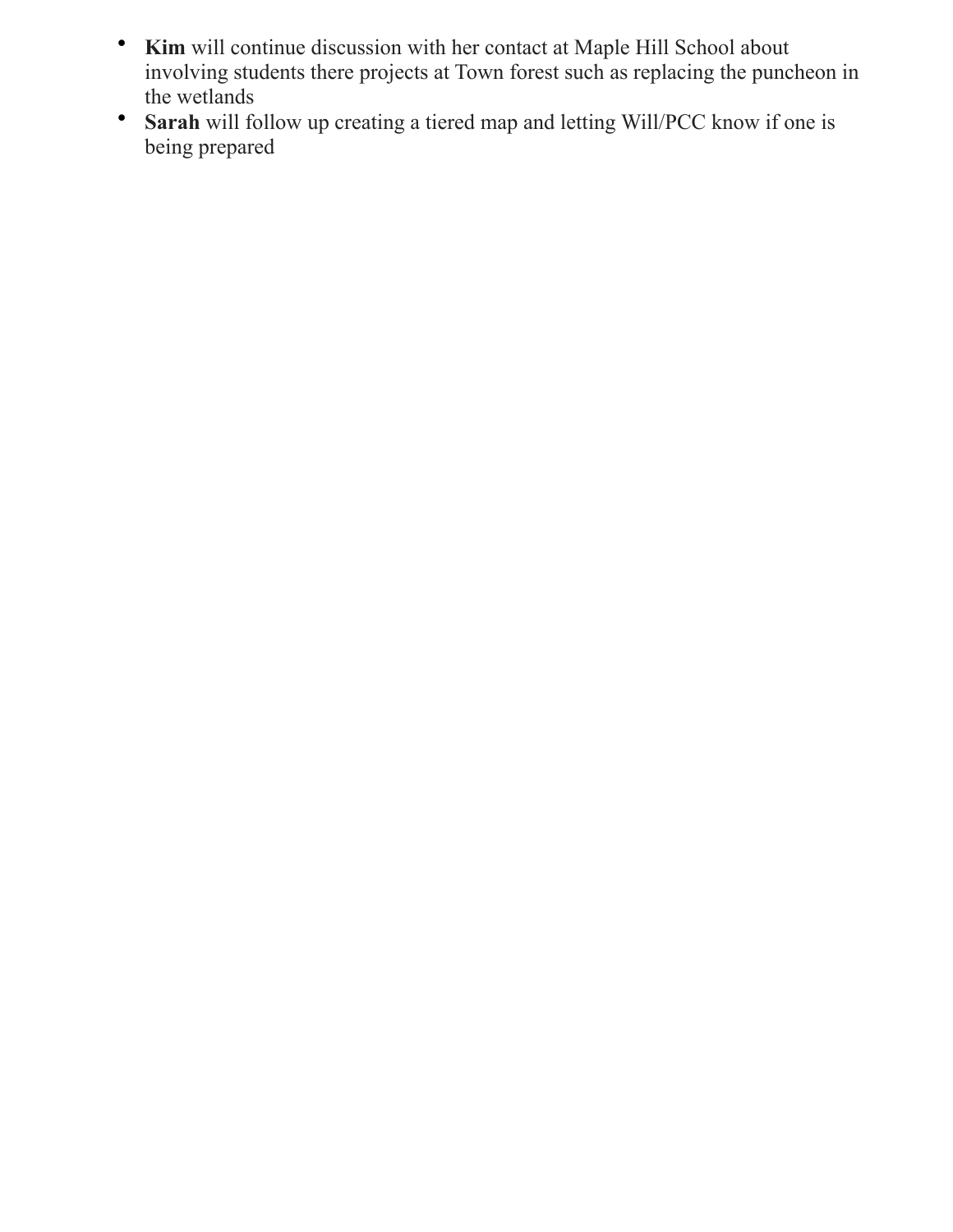- **Kim** will continue discussion with her contact at Maple Hill School about involving students there projects at Town forest such as replacing the puncheon in the wetlands
- **Sarah** will follow up creating a tiered map and letting Will/PCC know if one is being prepared